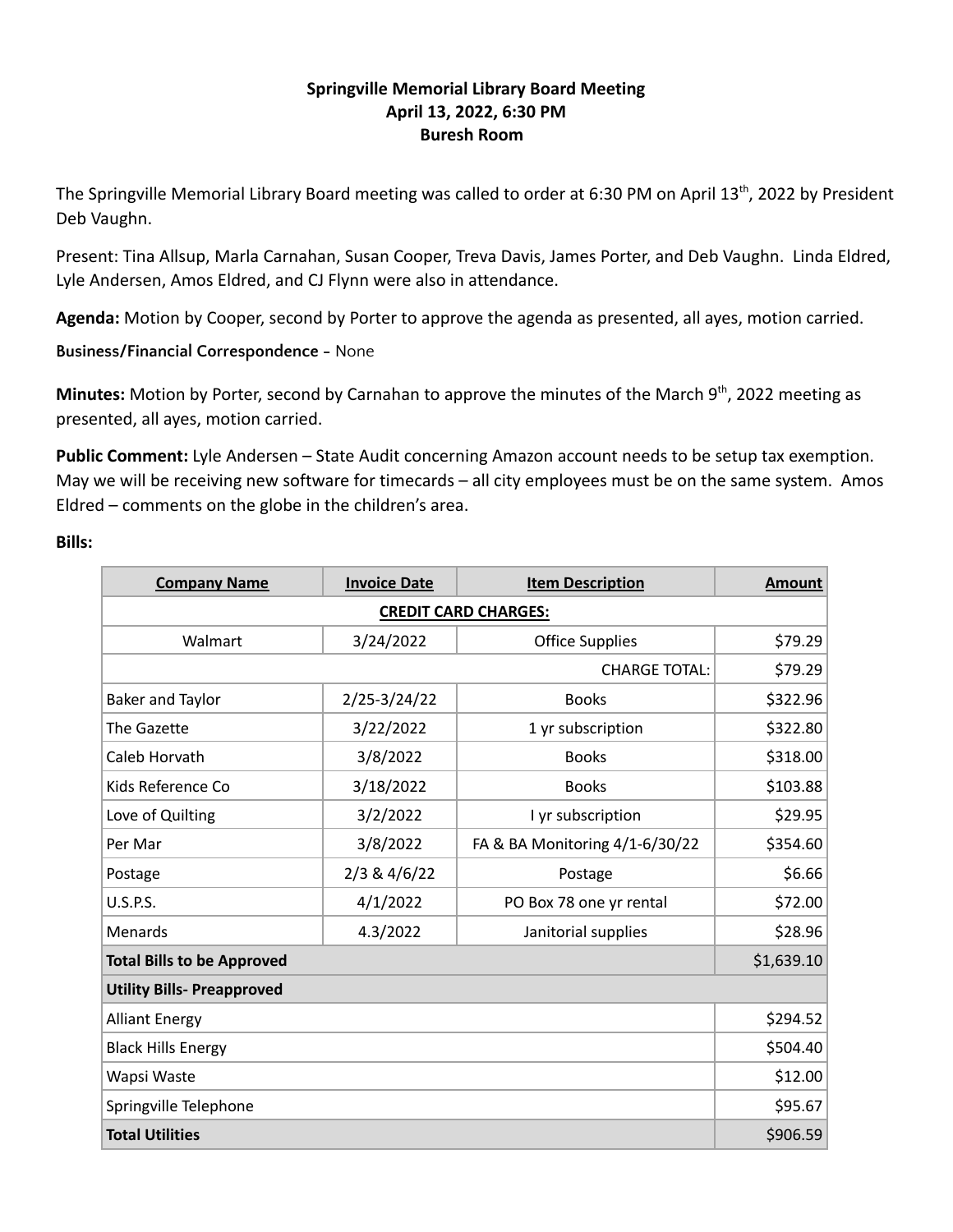# Springville Memorial Library Board Meeting
## April 13, 2022, 6:30 PM
## Buresh Room

The Springville Memorial Library Board meeting was called to order at 6:30 PM on April 13th, 2022 by President Deb Vaughn.

Present: Tina Allsup, Marla Carnahan, Susan Cooper, Treva Davis, James Porter, and Deb Vaughn. Linda Eldred, Lyle Andersen, Amos Eldred, and CJ Flynn were also in attendance.

**Agenda:** Motion by Cooper, second by Porter to approve the agenda as presented, all ayes, motion carried.

**Business/Financial Correspondence** - None

**Minutes:** Motion by Porter, second by Carnahan to approve the minutes of the March 9th, 2022 meeting as presented, all ayes, motion carried.

**Public Comment:** Lyle Andersen – State Audit concerning Amazon account needs to be setup tax exemption. May we will be receiving new software for timecards – all city employees must be on the same system. Amos Eldred – comments on the globe in the children's area.

**Bills:**

| Company Name | Invoice Date | Item Description | Amount |
|---|---|---|---|
| **CREDIT CARD CHARGES:** | | | |
| Walmart | 3/24/2022 | Office Supplies | $79.29 |
| | | CHARGE TOTAL: | $79.29 |
| Baker and Taylor | 2/25-3/24/22 | Books | $322.96 |
| The Gazette | 3/22/2022 | 1 yr subscription | $322.80 |
| Caleb Horvath | 3/8/2022 | Books | $318.00 |
| Kids Reference Co | 3/18/2022 | Books | $103.88 |
| Love of Quilting | 3/2/2022 | I yr subscription | $29.95 |
| Per Mar | 3/8/2022 | FA & BA Monitoring 4/1-6/30/22 | $354.60 |
| Postage | 2/3 & 4/6/22 | Postage | $6.66 |
| U.S.P.S. | 4/1/2022 | PO Box 78 one yr rental | $72.00 |
| Menards | 4.3/2022 | Janitorial supplies | $28.96 |
| **Total Bills to be Approved** | | | $1,639.10 |
| **Utility Bills- Preapproved** | | | |
| Alliant Energy | | | $294.52 |
| Black Hills Energy | | | $504.40 |
| Wapsi Waste | | | $12.00 |
| Springville Telephone | | | $95.67 |
| **Total Utilities** | | | $906.59 |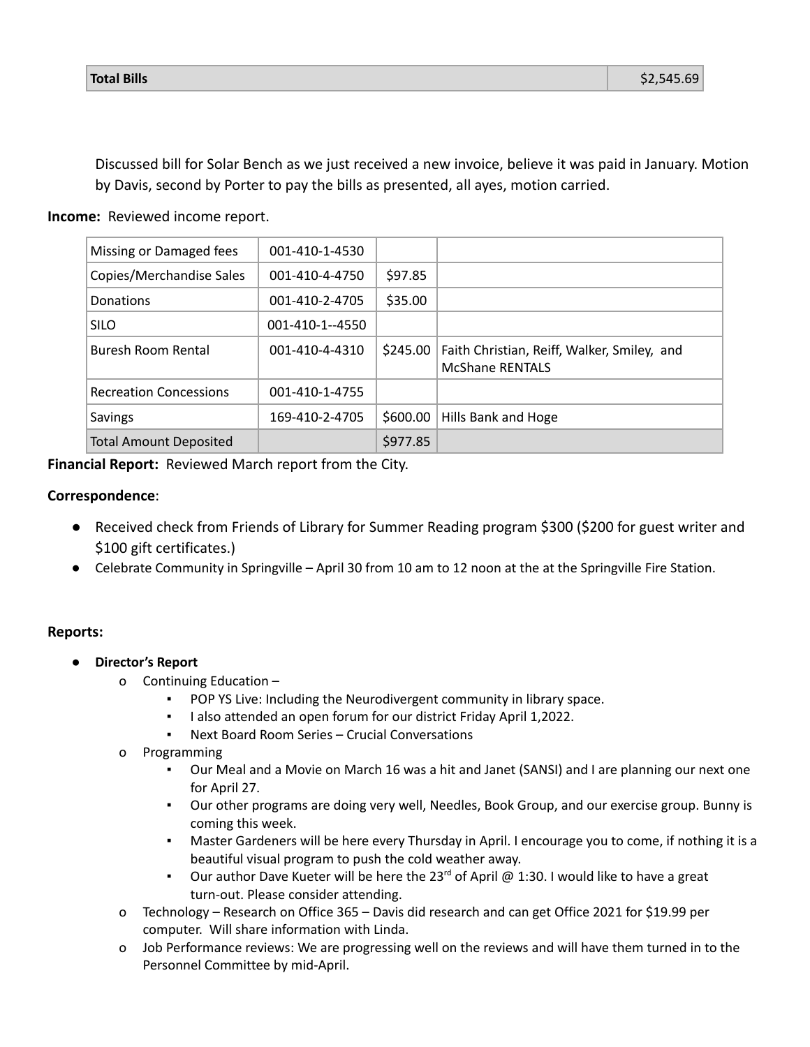| Total Bills | $2,545.69 |
|---|---|

Discussed bill for Solar Bench as we just received a new invoice, believe it was paid in January. Motion by Davis, second by Porter to pay the bills as presented, all ayes, motion carried.

**Income:** Reviewed income report.

| | | | |
|---|---|---|---|
| Missing or Damaged fees | 001-410-1-4530 | | |
| Copies/Merchandise Sales | 001-410-4-4750 | $97.85 | |
| Donations | 001-410-2-4705 | $35.00 | |
| SILO | 001-410-1--4550 | | |
| Buresh Room Rental | 001-410-4-4310 | $245.00 | Faith Christian, Reiff, Walker, Smiley, and McShane RENTALS |
| Recreation Concessions | 001-410-1-4755 | | |
| Savings | 169-410-2-4705 | $600.00 | Hills Bank and Hoge |
| Total Amount Deposited | | $977.85 | |

**Financial Report:** Reviewed March report from the City.

**Correspondence**:

- Received check from Friends of Library for Summer Reading program $300 ($200 for guest writer and $100 gift certificates.)
- Celebrate Community in Springville – April 30 from 10 am to 12 noon at the at the Springville Fire Station.

**Reports:**

- **Director's Report**
  - Continuing Education –
    - POP YS Live: Including the Neurodivergent community in library space.
    - I also attended an open forum for our district Friday April 1,2022.
    - Next Board Room Series – Crucial Conversations
  - Programming
    - Our Meal and a Movie on March 16 was a hit and Janet (SANSI) and I are planning our next one for April 27.
    - Our other programs are doing very well, Needles, Book Group, and our exercise group. Bunny is coming this week.
    - Master Gardeners will be here every Thursday in April. I encourage you to come, if nothing it is a beautiful visual program to push the cold weather away.
    - Our author Dave Kueter will be here the 23rd of April @ 1:30. I would like to have a great turn-out. Please consider attending.
  - Technology – Research on Office 365 – Davis did research and can get Office 2021 for $19.99 per computer. Will share information with Linda.
  - Job Performance reviews: We are progressing well on the reviews and will have them turned in to the Personnel Committee by mid-April.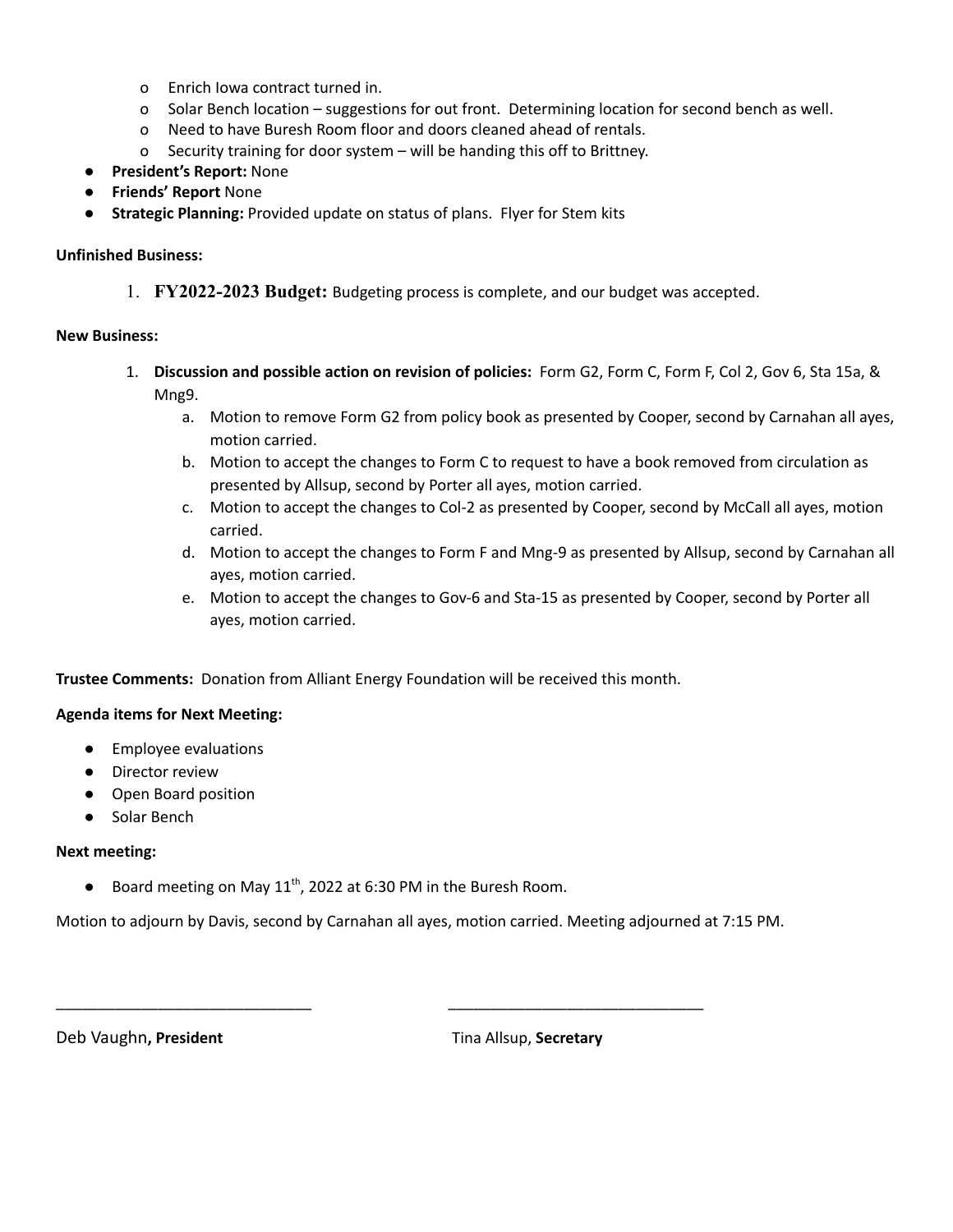- Enrich Iowa contract turned in.
  - Solar Bench location – suggestions for out front. Determining location for second bench as well.
  - Need to have Buresh Room floor and doors cleaned ahead of rentals.
  - Security training for door system – will be handing this off to Brittney.
- **President's Report:** None
- **Friends' Report** None
- **Strategic Planning:** Provided update on status of plans. Flyer for Stem kits

**Unfinished Business:**

1. **FY2022-2023 Budget:** Budgeting process is complete, and our budget was accepted.

**New Business:**

1. **Discussion and possible action on revision of policies:** Form G2, Form C, Form F, Col 2, Gov 6, Sta 15a, & Mng9.
   a. Motion to remove Form G2 from policy book as presented by Cooper, second by Carnahan all ayes, motion carried.
   b. Motion to accept the changes to Form C to request to have a book removed from circulation as presented by Allsup, second by Porter all ayes, motion carried.
   c. Motion to accept the changes to Col-2 as presented by Cooper, second by McCall all ayes, motion carried.
   d. Motion to accept the changes to Form F and Mng-9 as presented by Allsup, second by Carnahan all ayes, motion carried.
   e. Motion to accept the changes to Gov-6 and Sta-15 as presented by Cooper, second by Porter all ayes, motion carried.

**Trustee Comments:** Donation from Alliant Energy Foundation will be received this month.

**Agenda items for Next Meeting:**

- Employee evaluations
- Director review
- Open Board position
- Solar Bench

**Next meeting:**

- Board meeting on May 11th, 2022 at 6:30 PM in the Buresh Room.

Motion to adjourn by Davis, second by Carnahan all ayes, motion carried. Meeting adjourned at 7:15 PM.

______________________________ ______________________________

Deb Vaughn**, President** Tina Allsup, **Secretary**